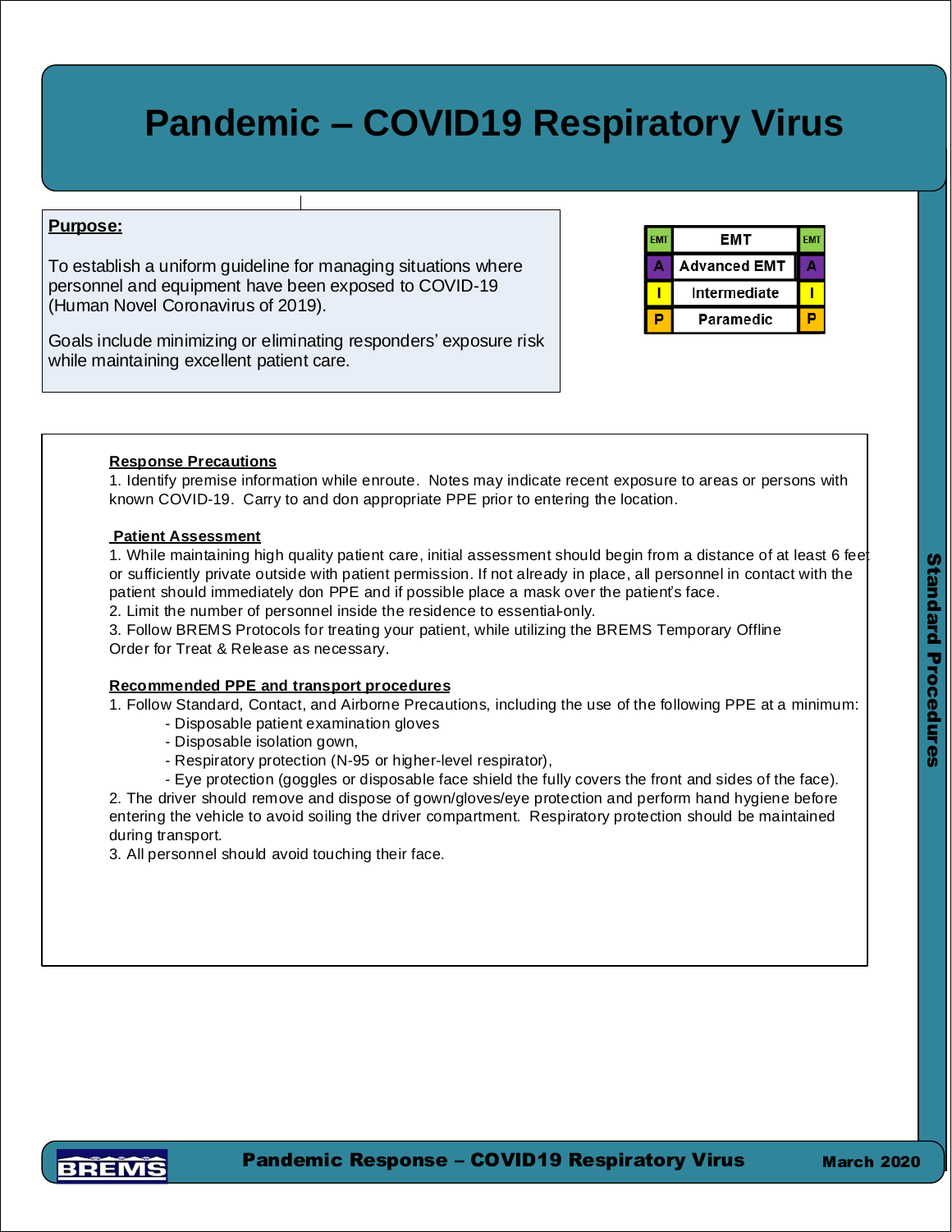# Pandemic – COVID19 Respiratory Virus

**Purpose:**

To establish a uniform guideline for managing situations where personnel and equipment have been exposed to COVID-19 (Human Novel Coronavirus of 2019).

Goals include minimizing or eliminating responders' exposure risk while maintaining excellent patient care.

| EMT | EMT | EMT |
|---|---|---|
| A | Advanced EMT | A |
| I | Intermediate | I |
| P | Paramedic | P |

**Response Precautions**

1. Identify premise information while enroute. Notes may indicate recent exposure to areas or persons with known COVID-19. Carry to and don appropriate PPE prior to entering the location.

**Patient Assessment**

1. While maintaining high quality patient care, initial assessment should begin from a distance of at least 6 feet or sufficiently private outside with patient permission. If not already in place, all personnel in contact with the patient should immediately don PPE and if possible place a mask over the patient's face.
2. Limit the number of personnel inside the residence to essential-only.
3. Follow BREMS Protocols for treating your patient, while utilizing the BREMS Temporary Offline Order for Treat & Release as necessary.

**Recommended PPE and transport procedures**

1. Follow Standard, Contact, and Airborne Precautions, including the use of the following PPE at a minimum:
   - Disposable patient examination gloves
   - Disposable isolation gown,
   - Respiratory protection (N-95 or higher-level respirator),
   - Eye protection (goggles or disposable face shield the fully covers the front and sides of the face).
2. The driver should remove and dispose of gown/gloves/eye protection and perform hand hygiene before entering the vehicle to avoid soiling the driver compartment. Respiratory protection should be maintained during transport.
3. All personnel should avoid touching their face.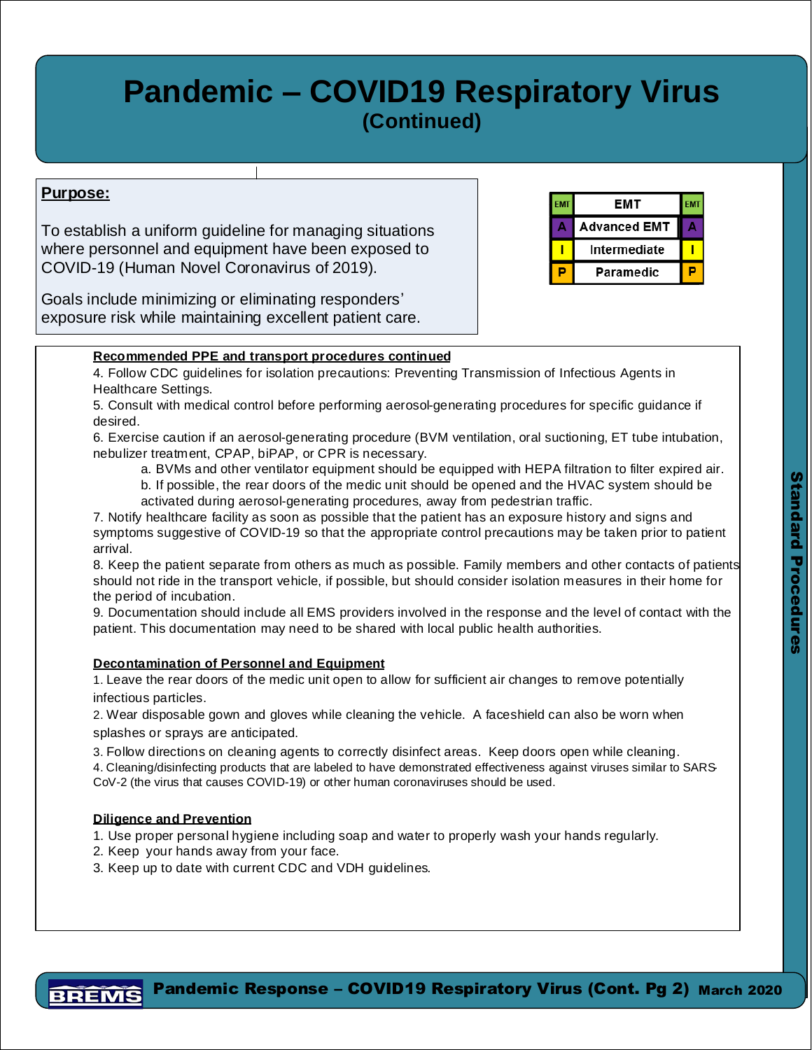# Pandemic – COVID19 Respiratory Virus
## (Continued)

**Purpose:**

To establish a uniform guideline for managing situations where personnel and equipment have been exposed to COVID-19 (Human Novel Coronavirus of 2019).

Goals include minimizing or eliminating responders' exposure risk while maintaining excellent patient care.

| EMT | EMT | EMT |
|---|---|---|
| A | Advanced EMT | A |
| I | Intermediate | I |
| P | Paramedic | P |

**Recommended PPE and transport procedures continued**

4. Follow CDC guidelines for isolation precautions: Preventing Transmission of Infectious Agents in Healthcare Settings.
5. Consult with medical control before performing aerosol-generating procedures for specific guidance if desired.
6. Exercise caution if an aerosol-generating procedure (BVM ventilation, oral suctioning, ET tube intubation, nebulizer treatment, CPAP, biPAP, or CPR is necessary.
   a. BVMs and other ventilator equipment should be equipped with HEPA filtration to filter expired air.
   b. If possible, the rear doors of the medic unit should be opened and the HVAC system should be activated during aerosol-generating procedures, away from pedestrian traffic.
7. Notify healthcare facility as soon as possible that the patient has an exposure history and signs and symptoms suggestive of COVID-19 so that the appropriate control precautions may be taken prior to patient arrival.
8. Keep the patient separate from others as much as possible. Family members and other contacts of patients should not ride in the transport vehicle, if possible, but should consider isolation measures in their home for the period of incubation.
9. Documentation should include all EMS providers involved in the response and the level of contact with the patient. This documentation may need to be shared with local public health authorities.

**Decontamination of Personnel and Equipment**

1. Leave the rear doors of the medic unit open to allow for sufficient air changes to remove potentially infectious particles.
2. Wear disposable gown and gloves while cleaning the vehicle. A faceshield can also be worn when splashes or sprays are anticipated.
3. Follow directions on cleaning agents to correctly disinfect areas. Keep doors open while cleaning.
4. Cleaning/disinfecting products that are labeled to have demonstrated effectiveness against viruses similar to SARS-CoV-2 (the virus that causes COVID-19) or other human coronaviruses should be used.

**Diligence and Prevention**

1. Use proper personal hygiene including soap and water to properly wash your hands regularly.
2. Keep your hands away from your face.
3. Keep up to date with current CDC and VDH guidelines.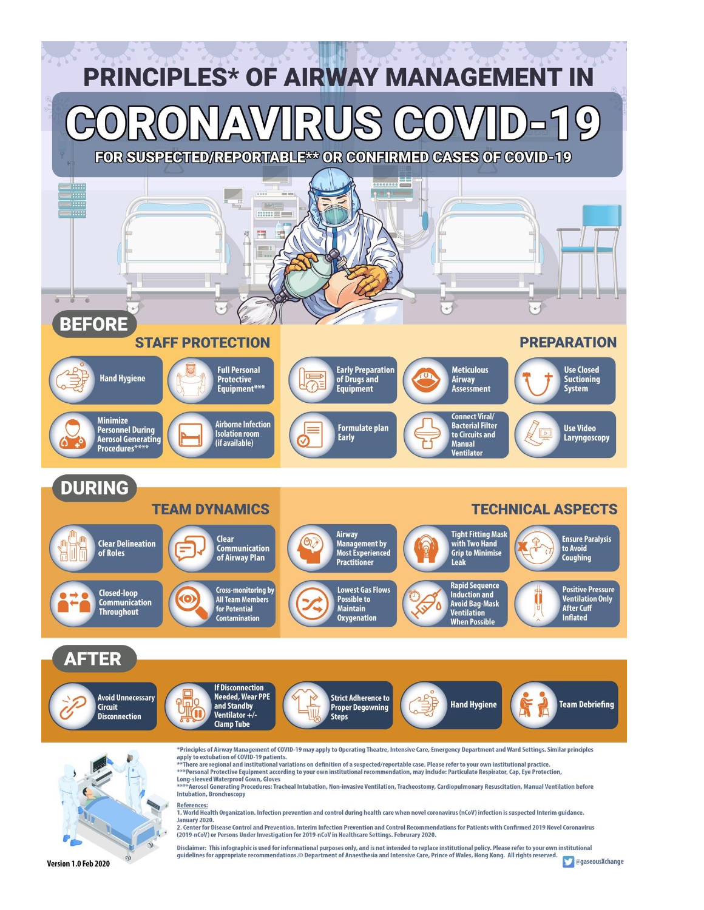# PRINCIPLES* OF AIRWAY MANAGEMENT IN CORONAVIRUS COVID-19

## FOR SUSPECTED/REPORTABLE** OR CONFIRMED CASES OF COVID-19

## BEFORE

### STAFF PROTECTION

- Hand Hygiene
- Full Personal Protective Equipment***
- Minimize Personnel During Aerosol Generating Procedures****
- Airborne Infection Isolation room (if available)

### PREPARATION

- Early Preparation of Drugs and Equipment
- Meticulous Airway Assessment
- Use Closed Suctioning System
- Formulate plan Early
- Connect Viral/ Bacterial Filter to Circuits and Manual Ventilator
- Use Video Laryngoscopy

## DURING

### TEAM DYNAMICS

- Clear Delineation of Roles
- Clear Communication of Airway Plan
- Closed-loop Communication Throughout
- Cross-monitoring by All Team Members for Potential Contamination

### TECHNICAL ASPECTS

- Airway Management by Most Experienced Practitioner
- Tight Fitting Mask with Two Hand Grip to Minimise Leak
- Ensure Paralysis to Avoid Coughing
- Lowest Gas Flows Possible to Maintain Oxygenation
- Rapid Sequence Induction and Avoid Bag-Mask Ventilation When Possible
- Positive Pressure Ventilation Only After Cuff Inflated

## AFTER

- Avoid Unnecessary Circuit Disconnection
- If Disconnection Needed, Wear PPE and Standby Ventilator +/- Clamp Tube
- Strict Adherence to Proper Degowning Steps
- Hand Hygiene
- Team Debriefing

*Principles of Airway Management of COVID-19 may apply to Operating Theatre, Intensive Care, Emergency Department and Ward Settings. Similar principles apply to extubation of COVID-19 patients.
**There are regional and institutional variations on definition of a suspected/reportable case. Please refer to your own institutional practice.
***Personal Protective Equipment according to your own institutional recommendation, may include: Particulate Respirator, Cap, Eye Protection, Long-sleeved Waterproof Gown, Gloves
****Aerosol Generating Procedures: Tracheal Intubation, Non-invasive Ventilation, Tracheostomy, Cardiopulmonary Resuscitation, Manual Ventilation before Intubation, Bronchoscopy

References:
1. World Health Organization. Infection prevention and control during health care when novel coronavirus (nCoV) infection is suspected Interim guidance. January 2020.
2. Center for Disease Control and Prevention. Interim Infection Prevention and Control Recommendations for Patients with Confirmed 2019 Novel Coronavirus (2019-nCoV) or Persons Under Investigation for 2019-nCoV in Healthcare Settings. Februrary 2020.

Disclaimer: This infographic is used for informational purposes only, and is not intended to replace institutional policy. Please refer to your own institutional guidelines for appropriate recommendations.© Department of Anaesthesia and Intensive Care, Prince of Wales, Hong Kong. All rights reserved.

@gaseousXchange

Version 1.0 Feb 2020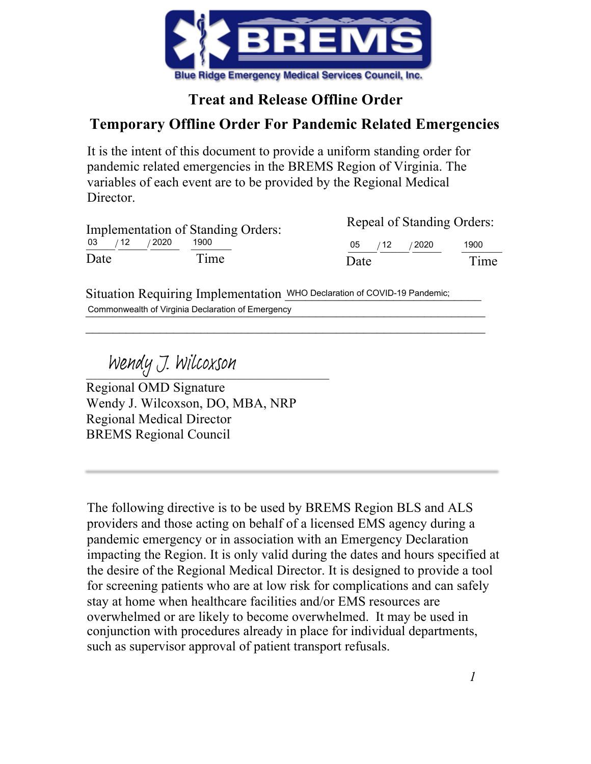BREMS

Blue Ridge Emergency Medical Services Council, Inc.

# Treat and Release Offline Order

## Temporary Offline Order For Pandemic Related Emergencies

It is the intent of this document to provide a uniform standing order for pandemic related emergencies in the BREMS Region of Virginia. The variables of each event are to be provided by the Regional Medical Director.

Implementation of Standing Orders:

03 / 12 / 2020 — 1900

Date — Time

Repeal of Standing Orders:

05 / 12 / 2020 — 1900

Date — Time

Situation Requiring Implementation: WHO Declaration of COVID-19 Pandemic; Commonwealth of Virginia Declaration of Emergency

Wendy J. Wilcoxson

Regional OMD Signature
Wendy J. Wilcoxson, DO, MBA, NRP
Regional Medical Director
BREMS Regional Council

---

The following directive is to be used by BREMS Region BLS and ALS providers and those acting on behalf of a licensed EMS agency during a pandemic emergency or in association with an Emergency Declaration impacting the Region. It is only valid during the dates and hours specified at the desire of the Regional Medical Director. It is designed to provide a tool for screening patients who are at low risk for complications and can safely stay at home when healthcare facilities and/or EMS resources are overwhelmed or are likely to become overwhelmed. It may be used in conjunction with procedures already in place for individual departments, such as supervisor approval of patient transport refusals.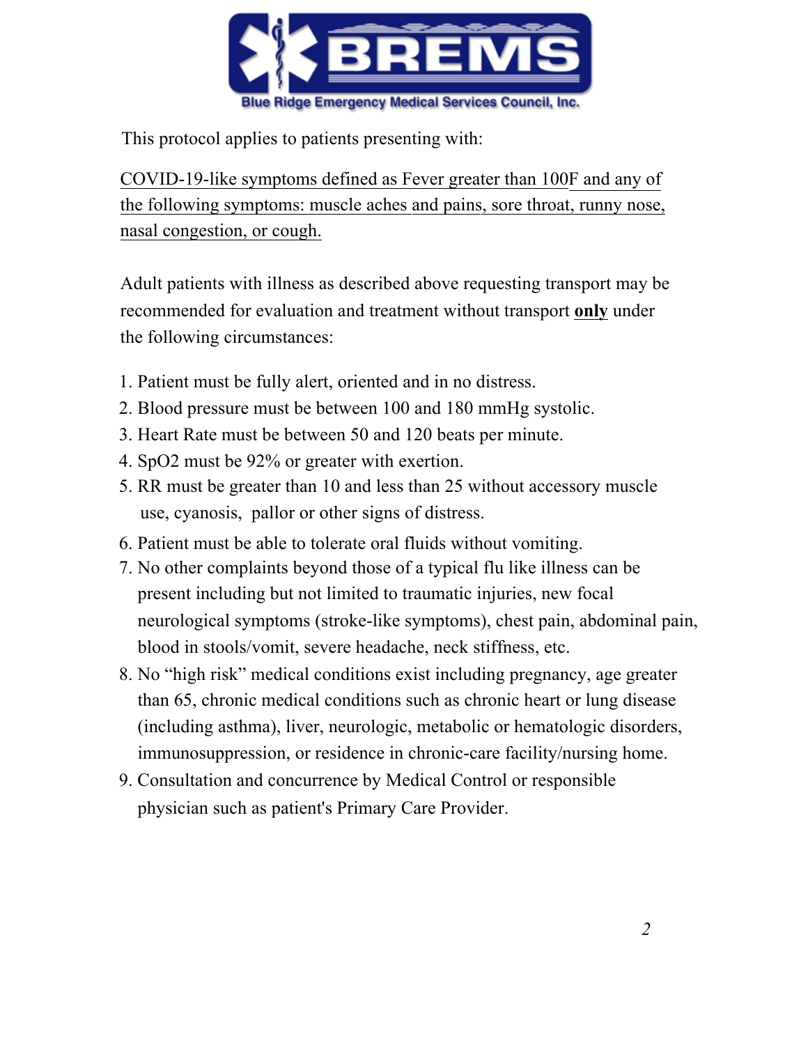This protocol applies to patients presenting with:

COVID-19-like symptoms defined as Fever greater than 100F and any of the following symptoms: muscle aches and pains, sore throat, runny nose, nasal congestion, or cough.

Adult patients with illness as described above requesting transport may be recommended for evaluation and treatment without transport **only** under the following circumstances:

1. Patient must be fully alert, oriented and in no distress.
2. Blood pressure must be between 100 and 180 mmHg systolic.
3. Heart Rate must be between 50 and 120 beats per minute.
4. SpO2 must be 92% or greater with exertion.
5. RR must be greater than 10 and less than 25 without accessory muscle use, cyanosis, pallor or other signs of distress.
6. Patient must be able to tolerate oral fluids without vomiting.
7. No other complaints beyond those of a typical flu like illness can be present including but not limited to traumatic injuries, new focal neurological symptoms (stroke-like symptoms), chest pain, abdominal pain, blood in stools/vomit, severe headache, neck stiffness, etc.
8. No "high risk" medical conditions exist including pregnancy, age greater than 65, chronic medical conditions such as chronic heart or lung disease (including asthma), liver, neurologic, metabolic or hematologic disorders, immunosuppression, or residence in chronic-care facility/nursing home.
9. Consultation and concurrence by Medical Control or responsible physician such as patient's Primary Care Provider.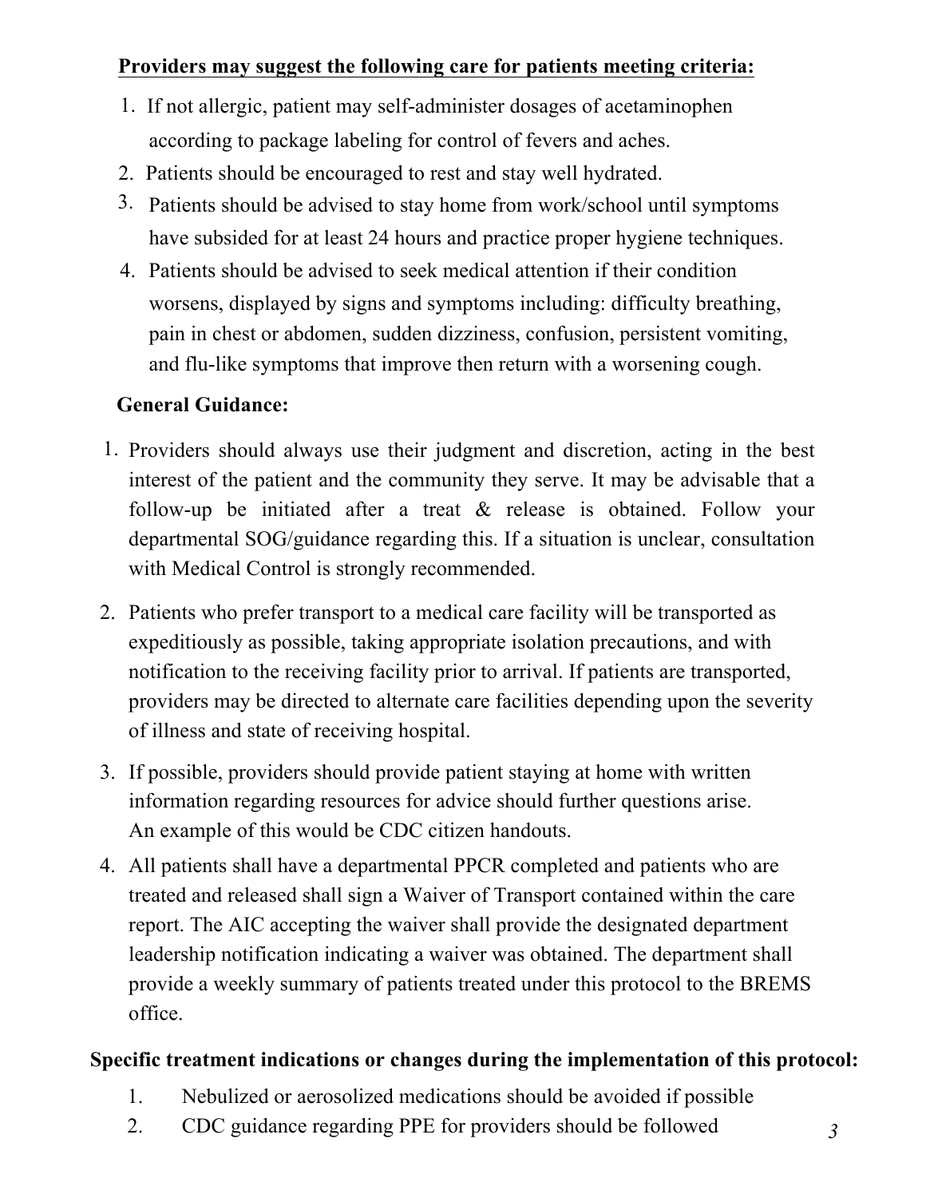**Providers may suggest the following care for patients meeting criteria:**

1. If not allergic, patient may self-administer dosages of acetaminophen according to package labeling for control of fevers and aches.
2. Patients should be encouraged to rest and stay well hydrated.
3. Patients should be advised to stay home from work/school until symptoms have subsided for at least 24 hours and practice proper hygiene techniques.
4. Patients should be advised to seek medical attention if their condition worsens, displayed by signs and symptoms including: difficulty breathing, pain in chest or abdomen, sudden dizziness, confusion, persistent vomiting, and flu-like symptoms that improve then return with a worsening cough.

**General Guidance:**

1. Providers should always use their judgment and discretion, acting in the best interest of the patient and the community they serve. It may be advisable that a follow-up be initiated after a treat & release is obtained. Follow your departmental SOG/guidance regarding this. If a situation is unclear, consultation with Medical Control is strongly recommended.
2. Patients who prefer transport to a medical care facility will be transported as expeditiously as possible, taking appropriate isolation precautions, and with notification to the receiving facility prior to arrival. If patients are transported, providers may be directed to alternate care facilities depending upon the severity of illness and state of receiving hospital.
3. If possible, providers should provide patient staying at home with written information regarding resources for advice should further questions arise. An example of this would be CDC citizen handouts.
4. All patients shall have a departmental PPCR completed and patients who are treated and released shall sign a Waiver of Transport contained within the care report. The AIC accepting the waiver shall provide the designated department leadership notification indicating a waiver was obtained. The department shall provide a weekly summary of patients treated under this protocol to the BREMS office.

**Specific treatment indications or changes during the implementation of this protocol:**

1. Nebulized or aerosolized medications should be avoided if possible
2. CDC guidance regarding PPE for providers should be followed